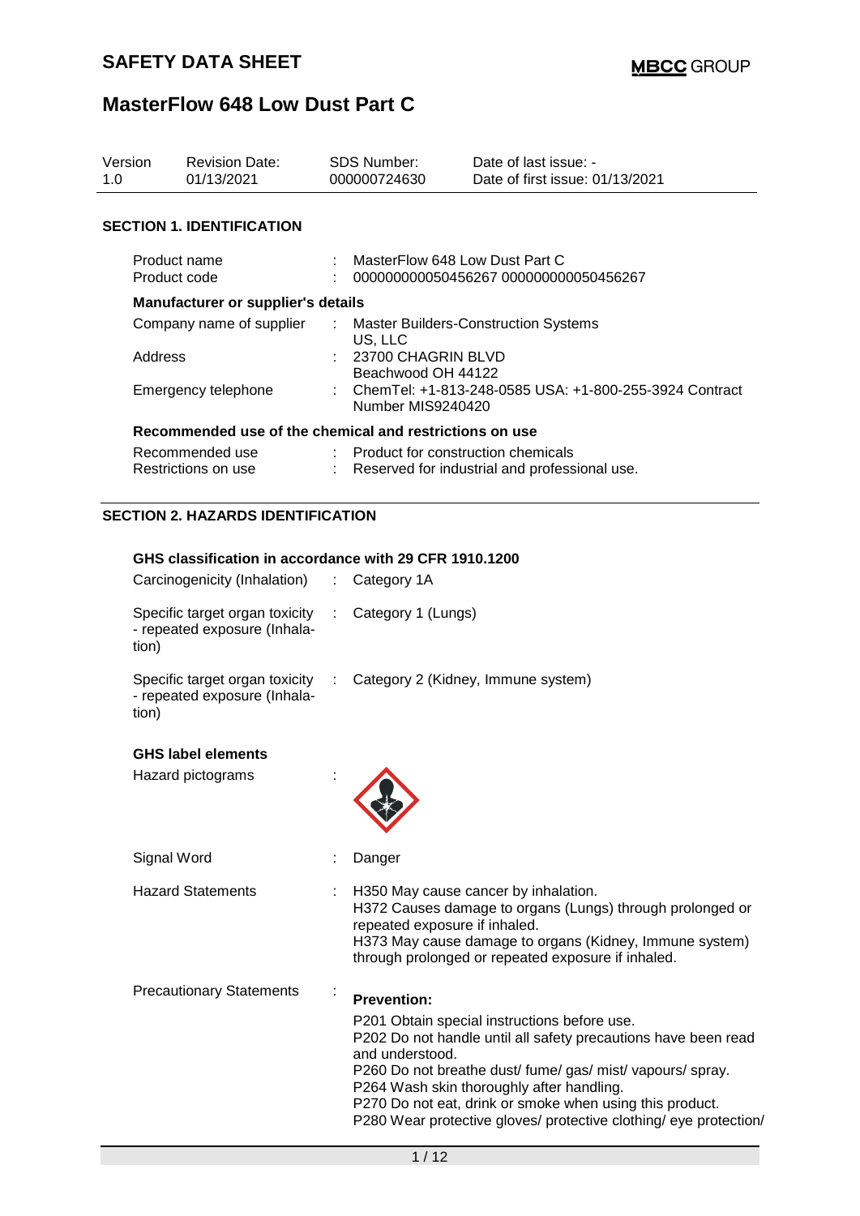# SAFETY DATA SHEET

# MasterFlow 648 Low Dust Part C

| Version | Revision Date: | SDS Number: | Date of last issue: - |
|---|---|---|---|
| 1.0 | 01/13/2021 | 000000724630 | Date of first issue: 01/13/2021 |

## SECTION 1. IDENTIFICATION

| | | |
|---|---|---|
| Product name | : | MasterFlow 648 Low Dust Part C |
| Product code | : | 000000000050456267 000000000050456267 |

**Manufacturer or supplier's details**

| | | |
|---|---|---|
| Company name of supplier | : | Master Builders-Construction Systems US, LLC |
| Address | : | 23700 CHAGRIN BLVD Beachwood OH 44122 |
| Emergency telephone | : | ChemTel: +1-813-248-0585 USA: +1-800-255-3924 Contract Number MIS9240420 |

**Recommended use of the chemical and restrictions on use**

| | | |
|---|---|---|
| Recommended use | : | Product for construction chemicals |
| Restrictions on use | : | Reserved for industrial and professional use. |

## SECTION 2. HAZARDS IDENTIFICATION

**GHS classification in accordance with 29 CFR 1910.1200**

| | | |
|---|---|---|
| Carcinogenicity (Inhalation) | : | Category 1A |
| Specific target organ toxicity - repeated exposure (Inhalation) | : | Category 1 (Lungs) |
| Specific target organ toxicity - repeated exposure (Inhalation) | : | Category 2 (Kidney, Immune system) |

**GHS label elements**

Hazard pictograms :

Signal Word : Danger

Hazard Statements :
H350 May cause cancer by inhalation.
H372 Causes damage to organs (Lungs) through prolonged or repeated exposure if inhaled.
H373 May cause damage to organs (Kidney, Immune system) through prolonged or repeated exposure if inhaled.

Precautionary Statements :

**Prevention:**

P201 Obtain special instructions before use.
P202 Do not handle until all safety precautions have been read and understood.
P260 Do not breathe dust/ fume/ gas/ mist/ vapours/ spray.
P264 Wash skin thoroughly after handling.
P270 Do not eat, drink or smoke when using this product.
P280 Wear protective gloves/ protective clothing/ eye protection/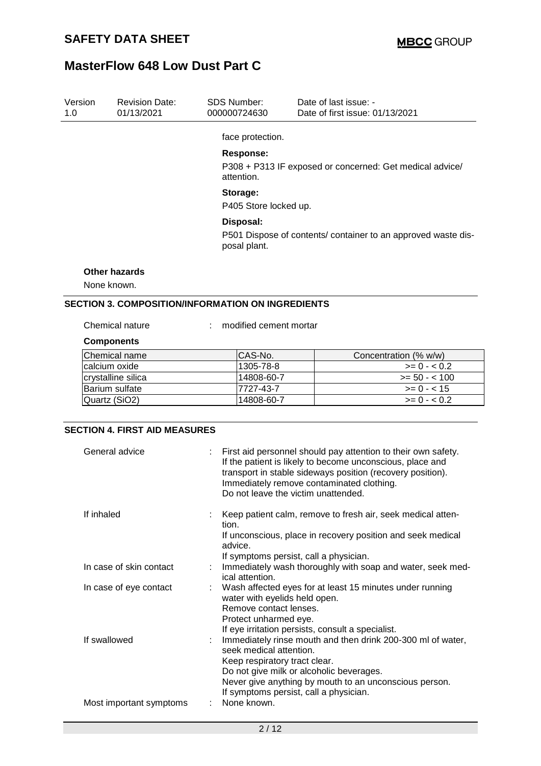face protection.

**Response:**

P308 + P313 IF exposed or concerned: Get medical advice/ attention.

**Storage:**

P405 Store locked up.

**Disposal:**

P501 Dispose of contents/ container to an approved waste disposal plant.

**Other hazards**

None known.

## SECTION 3. COMPOSITION/INFORMATION ON INGREDIENTS

Chemical nature : modified cement mortar

**Components**

| Chemical name | CAS-No. | Concentration (% w/w) |
|---|---|---|
| calcium oxide | 1305-78-8 | >= 0 - < 0.2 |
| crystalline silica | 14808-60-7 | >= 50 - < 100 |
| Barium sulfate | 7727-43-7 | >= 0 - < 15 |
| Quartz ($SiO_2$) | 14808-60-7 | >= 0 - < 0.2 |

## SECTION 4. FIRST AID MEASURES

General advice : First aid personnel should pay attention to their own safety. If the patient is likely to become unconscious, place and transport in stable sideways position (recovery position). Immediately remove contaminated clothing. Do not leave the victim unattended.

If inhaled : Keep patient calm, remove to fresh air, seek medical attention.
If unconscious, place in recovery position and seek medical advice.
If symptoms persist, call a physician.

In case of skin contact : Immediately wash thoroughly with soap and water, seek medical attention.

In case of eye contact : Wash affected eyes for at least 15 minutes under running water with eyelids held open.
Remove contact lenses.
Protect unharmed eye.
If eye irritation persists, consult a specialist.

If swallowed : Immediately rinse mouth and then drink 200-300 ml of water, seek medical attention.
Keep respiratory tract clear.
Do not give milk or alcoholic beverages.
Never give anything by mouth to an unconscious person.
If symptoms persist, call a physician.

Most important symptoms : None known.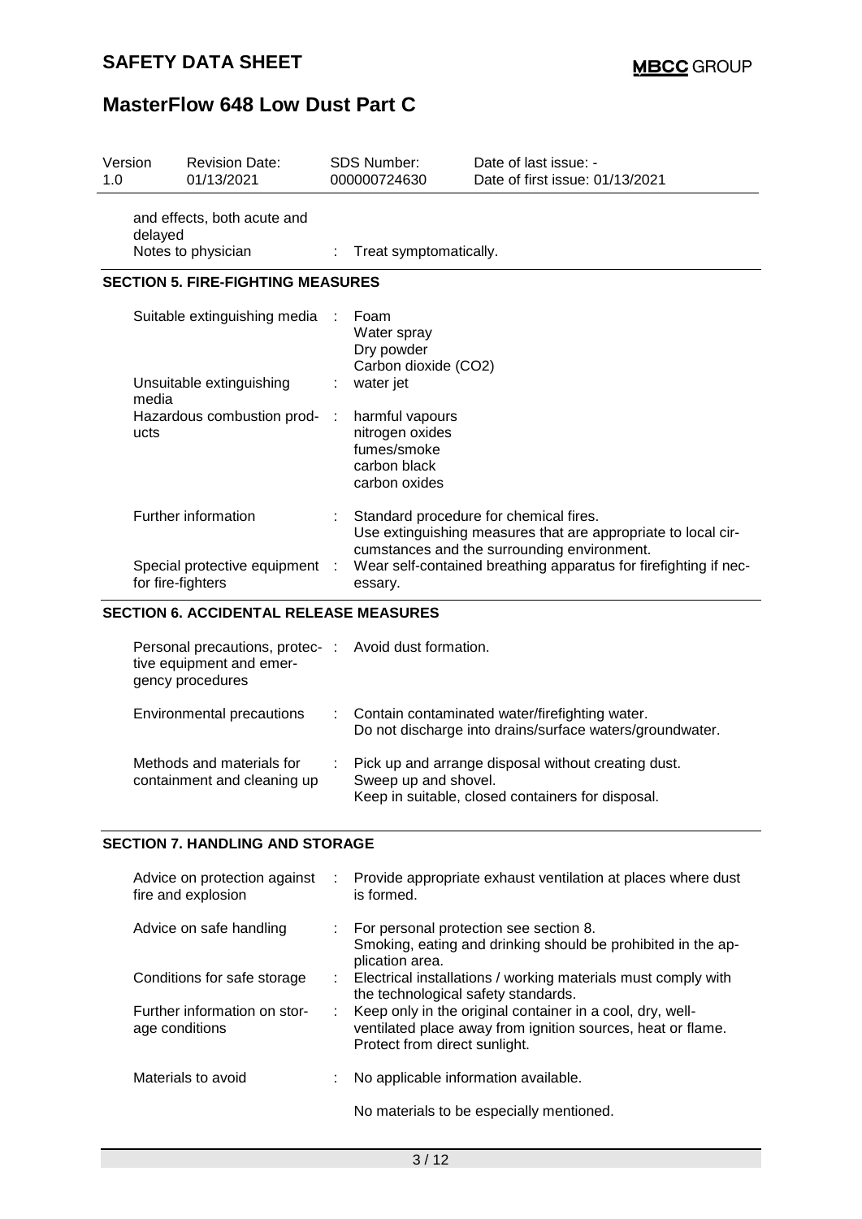| Version 1.0 | Revision Date: 01/13/2021 | SDS Number: 000000724630 | Date of last issue: - Date of first issue: 01/13/2021 |
|---|---|---|---|

| | | |
|---|---|---|
| and effects, both acute and delayed | | |
| Notes to physician | : | Treat symptomatically. |

## SECTION 5. FIRE-FIGHTING MEASURES

| | | |
|---|---|---|
| Suitable extinguishing media | : | Foam<br>Water spray<br>Dry powder<br>Carbon dioxide ($CO_2$) |
| Unsuitable extinguishing media | : | water jet |
| Hazardous combustion products | : | harmful vapours<br>nitrogen oxides<br>fumes/smoke<br>carbon black<br>carbon oxides |
| Further information | : | Standard procedure for chemical fires.<br>Use extinguishing measures that are appropriate to local circumstances and the surrounding environment. |
| Special protective equipment for fire-fighters | : | Wear self-contained breathing apparatus for firefighting if necessary. |

## SECTION 6. ACCIDENTAL RELEASE MEASURES

| | | |
|---|---|---|
| Personal precautions, protective equipment and emergency procedures | : | Avoid dust formation. |
| Environmental precautions | : | Contain contaminated water/firefighting water.<br>Do not discharge into drains/surface waters/groundwater. |
| Methods and materials for containment and cleaning up | : | Pick up and arrange disposal without creating dust.<br>Sweep up and shovel.<br>Keep in suitable, closed containers for disposal. |

## SECTION 7. HANDLING AND STORAGE

| | | |
|---|---|---|
| Advice on protection against fire and explosion | : | Provide appropriate exhaust ventilation at places where dust is formed. |
| Advice on safe handling | : | For personal protection see section 8.<br>Smoking, eating and drinking should be prohibited in the application area. |
| Conditions for safe storage | : | Electrical installations / working materials must comply with the technological safety standards. |
| Further information on storage conditions | : | Keep only in the original container in a cool, dry, well-ventilated place away from ignition sources, heat or flame.<br>Protect from direct sunlight. |
| Materials to avoid | : | No applicable information available.<br><br>No materials to be especially mentioned. |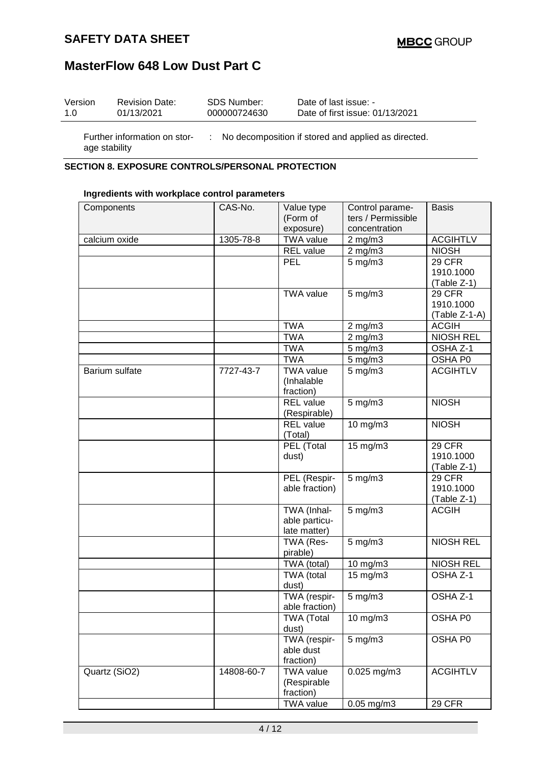| Version | Revision Date: | SDS Number: | Date of last issue: - |
|---|---|---|---|
| 1.0 | 01/13/2021 | 000000724630 | Date of first issue: 01/13/2021 |

Further information on storage stability : No decomposition if stored and applied as directed.

## SECTION 8. EXPOSURE CONTROLS/PERSONAL PROTECTION

**Ingredients with workplace control parameters**

| Components | CAS-No. | Value type (Form of exposure) | Control parameters / Permissible concentration | Basis |
|---|---|---|---|---|
| calcium oxide | 1305-78-8 | TWA value | 2 mg/m3 | ACGIHTLV |
| | | REL value | 2 mg/m3 | NIOSH |
| | | PEL | 5 mg/m3 | 29 CFR 1910.1000 (Table Z-1) |
| | | TWA value | 5 mg/m3 | 29 CFR 1910.1000 (Table Z-1-A) |
| | | TWA | 2 mg/m3 | ACGIH |
| | | TWA | 2 mg/m3 | NIOSH REL |
| | | TWA | 5 mg/m3 | OSHA Z-1 |
| | | TWA | 5 mg/m3 | OSHA P0 |
| Barium sulfate | 7727-43-7 | TWA value (Inhalable fraction) | 5 mg/m3 | ACGIHTLV |
| | | REL value (Respirable) | 5 mg/m3 | NIOSH |
| | | REL value (Total) | 10 mg/m3 | NIOSH |
| | | PEL (Total dust) | 15 mg/m3 | 29 CFR 1910.1000 (Table Z-1) |
| | | PEL (Respirable fraction) | 5 mg/m3 | 29 CFR 1910.1000 (Table Z-1) |
| | | TWA (Inhalable particulate matter) | 5 mg/m3 | ACGIH |
| | | TWA (Respirable) | 5 mg/m3 | NIOSH REL |
| | | TWA (total) | 10 mg/m3 | NIOSH REL |
| | | TWA (total dust) | 15 mg/m3 | OSHA Z-1 |
| | | TWA (respirable fraction) | 5 mg/m3 | OSHA Z-1 |
| | | TWA (Total dust) | 10 mg/m3 | OSHA P0 |
| | | TWA (respirable dust fraction) | 5 mg/m3 | OSHA P0 |
| Quartz ($SiO_2$) | 14808-60-7 | TWA value (Respirable fraction) | 0.025 mg/m3 | ACGIHTLV |
| | | TWA value | 0.05 mg/m3 | 29 CFR |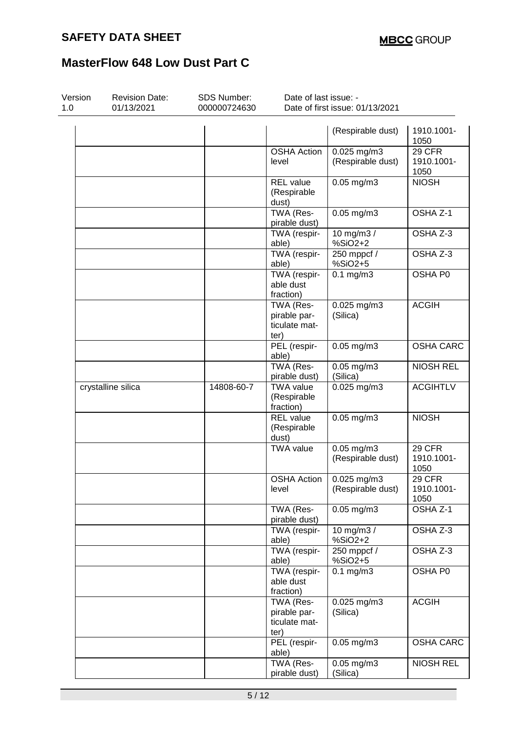| | | | | |
|---|---|---|---|---|
| | | | (Respirable dust) | 1910.1001-1050 |
| | | OSHA Action level | 0.025 mg/m3 (Respirable dust) | 29 CFR 1910.1001-1050 |
| | | REL value (Respirable dust) | 0.05 mg/m3 | NIOSH |
| | | TWA (Respirable dust) | 0.05 mg/m3 | OSHA Z-1 |
| | | TWA (respirable) | 10 mg/m3 / %SiO2+2 | OSHA Z-3 |
| | | TWA (respirable) | 250 mppcf / %SiO2+5 | OSHA Z-3 |
| | | TWA (respirable dust fraction) | 0.1 mg/m3 | OSHA P0 |
| | | TWA (Respirable particulate matter) | 0.025 mg/m3 (Silica) | ACGIH |
| | | PEL (respirable) | 0.05 mg/m3 | OSHA CARC |
| | | TWA (Respirable dust) | 0.05 mg/m3 (Silica) | NIOSH REL |
| crystalline silica | 14808-60-7 | TWA value (Respirable fraction) | 0.025 mg/m3 | ACGIHTLV |
| | | REL value (Respirable dust) | 0.05 mg/m3 | NIOSH |
| | | TWA value | 0.05 mg/m3 (Respirable dust) | 29 CFR 1910.1001-1050 |
| | | OSHA Action level | 0.025 mg/m3 (Respirable dust) | 29 CFR 1910.1001-1050 |
| | | TWA (Respirable dust) | 0.05 mg/m3 | OSHA Z-1 |
| | | TWA (respirable) | 10 mg/m3 / %SiO2+2 | OSHA Z-3 |
| | | TWA (respirable) | 250 mppcf / %SiO2+5 | OSHA Z-3 |
| | | TWA (respirable dust fraction) | 0.1 mg/m3 | OSHA P0 |
| | | TWA (Respirable particulate matter) | 0.025 mg/m3 (Silica) | ACGIH |
| | | PEL (respirable) | 0.05 mg/m3 | OSHA CARC |
| | | TWA (Respirable dust) | 0.05 mg/m3 (Silica) | NIOSH REL |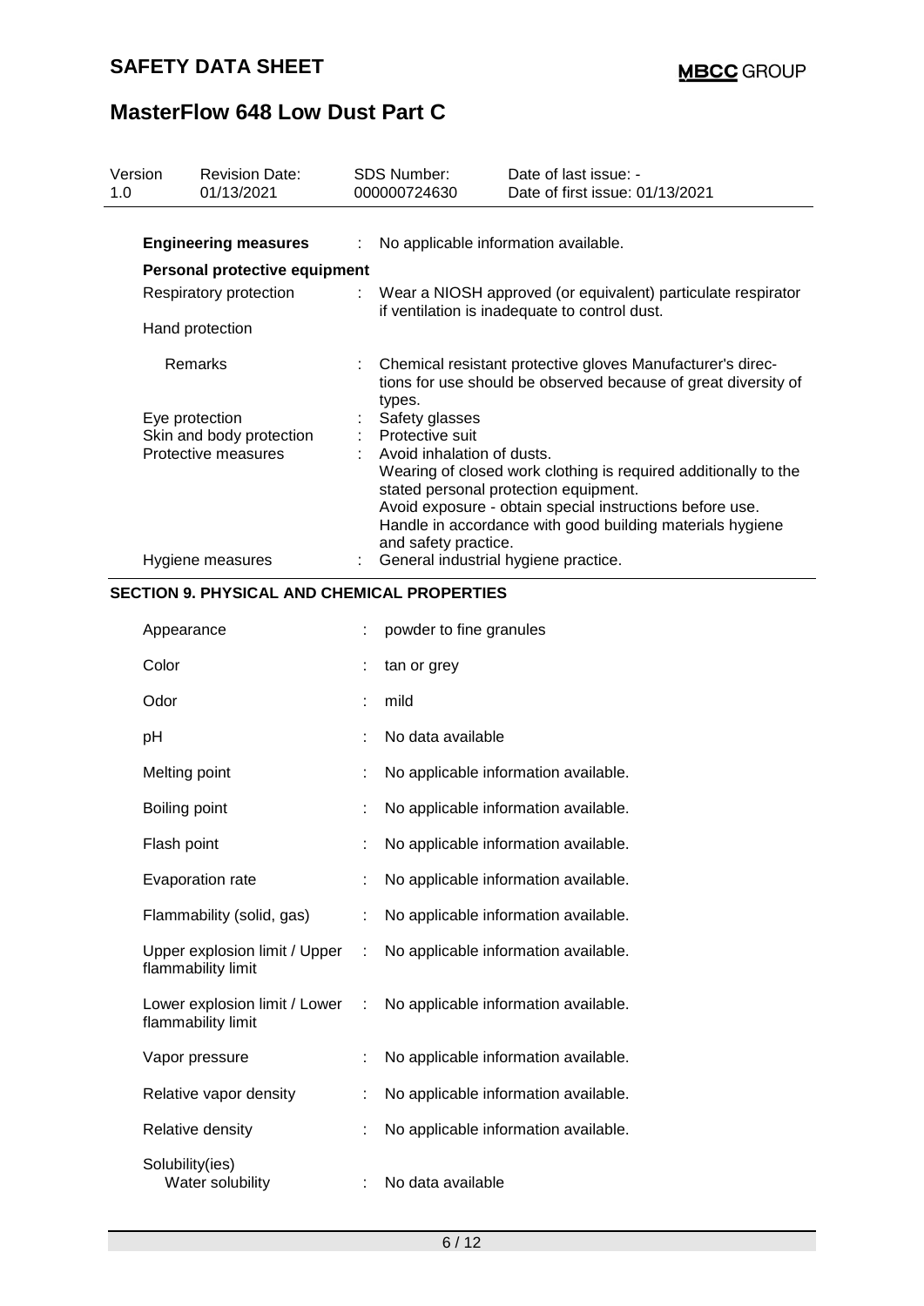| Version | Revision Date: | SDS Number: | Date of last issue: - |
|---|---|---|---|
| 1.0 | 01/13/2021 | 000000724630 | Date of first issue: 01/13/2021 |

**Engineering measures** : No applicable information available.

**Personal protective equipment**

| | | |
|---|---|---|
| Respiratory protection | : | Wear a NIOSH approved (or equivalent) particulate respirator if ventilation is inadequate to control dust. |
| Hand protection | | |
| Remarks | : | Chemical resistant protective gloves Manufacturer's directions for use should be observed because of great diversity of types. |
| Eye protection | : | Safety glasses |
| Skin and body protection | : | Protective suit |
| Protective measures | : | Avoid inhalation of dusts.<br>Wearing of closed work clothing is required additionally to the stated personal protection equipment.<br>Avoid exposure - obtain special instructions before use.<br>Handle in accordance with good building materials hygiene and safety practice. |
| Hygiene measures | : | General industrial hygiene practice. |

## SECTION 9. PHYSICAL AND CHEMICAL PROPERTIES

| | | |
|---|---|---|
| Appearance | : | powder to fine granules |
| Color | : | tan or grey |
| Odor | : | mild |
| pH | : | No data available |
| Melting point | : | No applicable information available. |
| Boiling point | : | No applicable information available. |
| Flash point | : | No applicable information available. |
| Evaporation rate | : | No applicable information available. |
| Flammability (solid, gas) | : | No applicable information available. |
| Upper explosion limit / Upper flammability limit | : | No applicable information available. |
| Lower explosion limit / Lower flammability limit | : | No applicable information available. |
| Vapor pressure | : | No applicable information available. |
| Relative vapor density | : | No applicable information available. |
| Relative density | : | No applicable information available. |
| Solubility(ies)<br>Water solubility | : | No data available |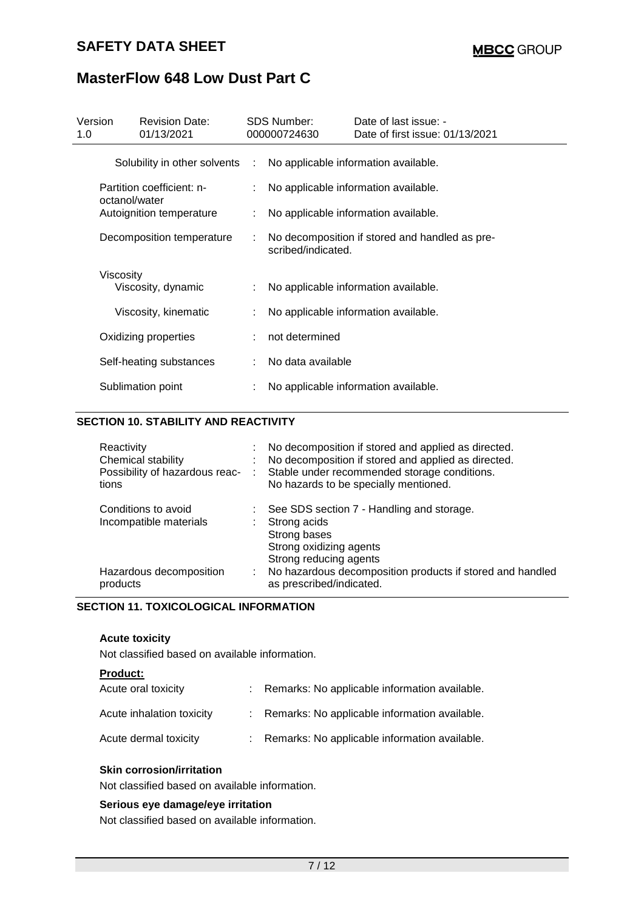| Version 1.0 | Revision Date: 01/13/2021 | SDS Number: 000000724630 | Date of last issue: - Date of first issue: 01/13/2021 |
|---|---|---|---|

| | | |
|---|---|---|
| Solubility in other solvents | : | No applicable information available. |
| Partition coefficient: n-octanol/water | : | No applicable information available. |
| Autoignition temperature | : | No applicable information available. |
| Decomposition temperature | : | No decomposition if stored and handled as prescribed/indicated. |
| Viscosity | | |
| Viscosity, dynamic | : | No applicable information available. |
| Viscosity, kinematic | : | No applicable information available. |
| Oxidizing properties | : | not determined |
| Self-heating substances | : | No data available |
| Sublimation point | : | No applicable information available. |

## SECTION 10. STABILITY AND REACTIVITY

| | | |
|---|---|---|
| Reactivity | : | No decomposition if stored and applied as directed. |
| Chemical stability | : | No decomposition if stored and applied as directed. |
| Possibility of hazardous reactions | : | Stable under recommended storage conditions. No hazards to be specially mentioned. |
| Conditions to avoid | : | See SDS section 7 - Handling and storage. |
| Incompatible materials | : | Strong acids<br>Strong bases<br>Strong oxidizing agents<br>Strong reducing agents |
| Hazardous decomposition products | : | No hazardous decomposition products if stored and handled as prescribed/indicated. |

## SECTION 11. TOXICOLOGICAL INFORMATION

**Acute toxicity**

Not classified based on available information.

**Product:**

| | | |
|---|---|---|
| Acute oral toxicity | : | Remarks: No applicable information available. |
| Acute inhalation toxicity | : | Remarks: No applicable information available. |
| Acute dermal toxicity | : | Remarks: No applicable information available. |

**Skin corrosion/irritation**

Not classified based on available information.

**Serious eye damage/eye irritation**

Not classified based on available information.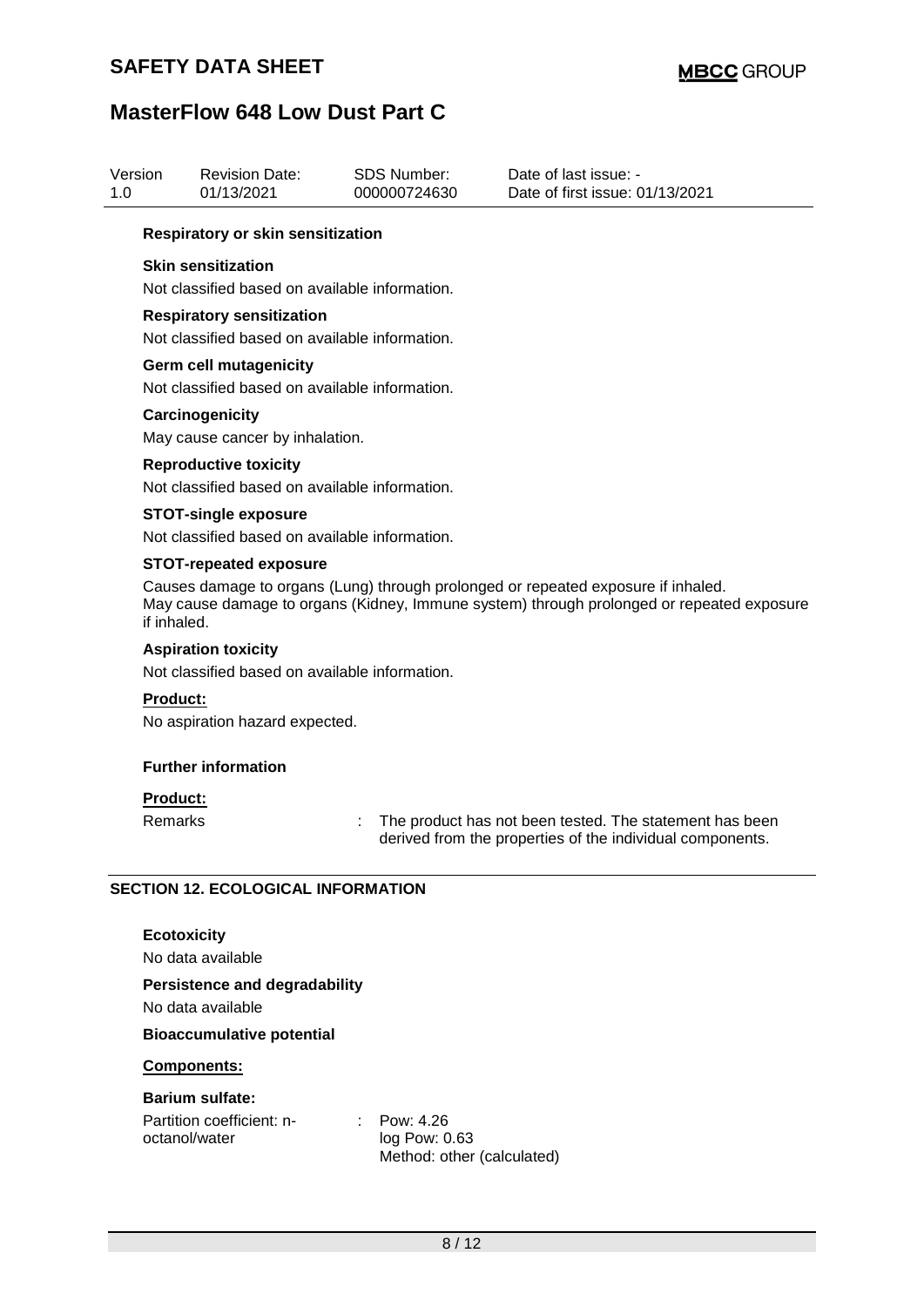#### Respiratory or skin sensitization

**Skin sensitization**

Not classified based on available information.

**Respiratory sensitization**

Not classified based on available information.

**Germ cell mutagenicity**

Not classified based on available information.

**Carcinogenicity**

May cause cancer by inhalation.

**Reproductive toxicity**

Not classified based on available information.

**STOT-single exposure**

Not classified based on available information.

**STOT-repeated exposure**

Causes damage to organs (Lung) through prolonged or repeated exposure if inhaled.
May cause damage to organs (Kidney, Immune system) through prolonged or repeated exposure if inhaled.

**Aspiration toxicity**

Not classified based on available information.

**Product:**

No aspiration hazard expected.

**Further information**

**Product:**

Remarks : The product has not been tested. The statement has been derived from the properties of the individual components.

## SECTION 12. ECOLOGICAL INFORMATION

**Ecotoxicity**

No data available

**Persistence and degradability**

No data available

**Bioaccumulative potential**

**Components:**

**Barium sulfate:**

Partition coefficient: n-octanol/water : Pow: 4.26
log Pow: 0.63
Method: other (calculated)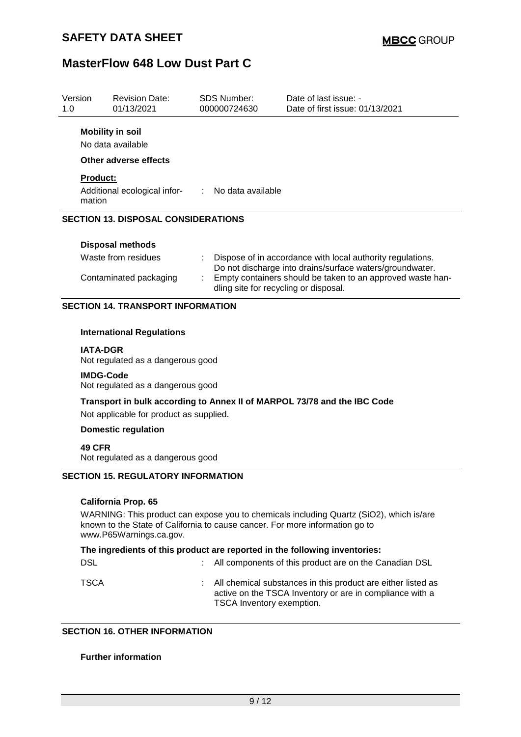| Version | Revision Date: | SDS Number: | Date of last issue: - |
| --- | --- | --- | --- |
| 1.0 | 01/13/2021 | 000000724630 | Date of first issue: 01/13/2021 |

**Mobility in soil**

No data available

**Other adverse effects**

**Product:**

Additional ecological information : No data available

## SECTION 13. DISPOSAL CONSIDERATIONS

**Disposal methods**

Waste from residues : Dispose of in accordance with local authority regulations. Do not discharge into drains/surface waters/groundwater.

Contaminated packaging : Empty containers should be taken to an approved waste handling site for recycling or disposal.

## SECTION 14. TRANSPORT INFORMATION

**International Regulations**

**IATA-DGR**
Not regulated as a dangerous good

**IMDG-Code**
Not regulated as a dangerous good

**Transport in bulk according to Annex II of MARPOL 73/78 and the IBC Code**

Not applicable for product as supplied.

**Domestic regulation**

**49 CFR**
Not regulated as a dangerous good

## SECTION 15. REGULATORY INFORMATION

**California Prop. 65**

WARNING: This product can expose you to chemicals including Quartz ($SiO_2$), which is/are known to the State of California to cause cancer. For more information go to www.P65Warnings.ca.gov.

**The ingredients of this product are reported in the following inventories:**

DSL : All components of this product are on the Canadian DSL

TSCA : All chemical substances in this product are either listed as active on the TSCA Inventory or are in compliance with a TSCA Inventory exemption.

## SECTION 16. OTHER INFORMATION

**Further information**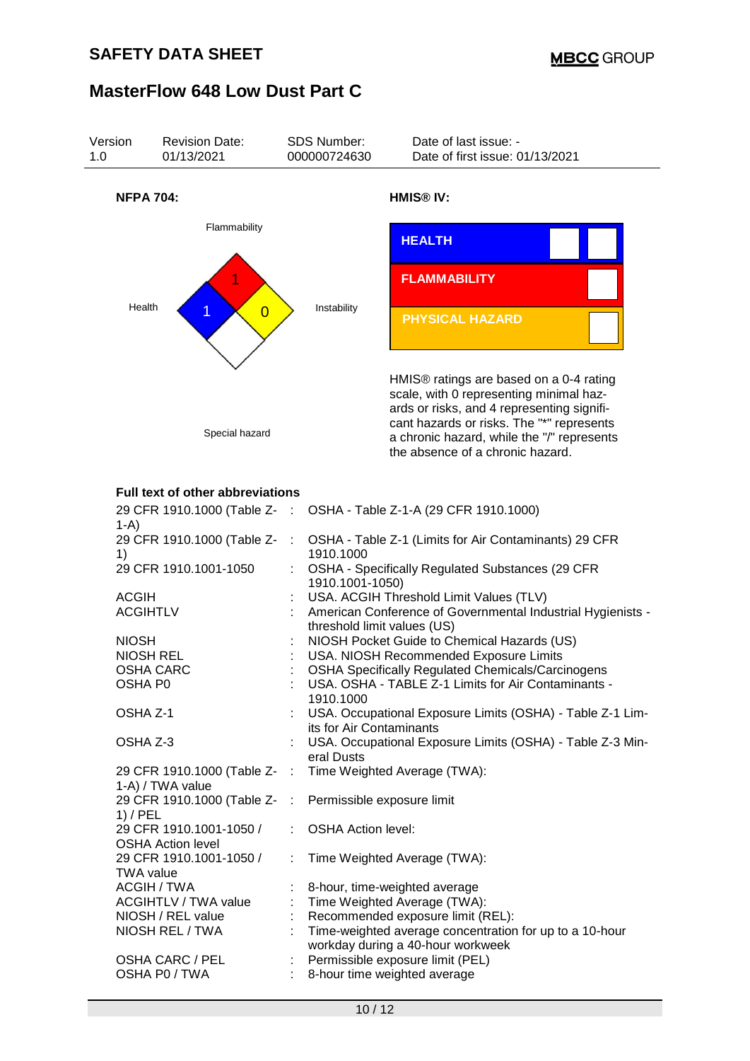Version 1.0 | Revision Date: 01/13/2021 | SDS Number: 000000724630 | Date of last issue: - | Date of first issue: 01/13/2021

**NFPA 704:**

Flammability: 1
Health: 1
Instability: 0
Special hazard:

**HMIS® IV:**

| | |
|---|---|
| HEALTH | |
| FLAMMABILITY | |
| PHYSICAL HAZARD | |

HMIS® ratings are based on a 0-4 rating scale, with 0 representing minimal hazards or risks, and 4 representing significant hazards or risks. The "*" represents a chronic hazard, while the "/" represents the absence of a chronic hazard.

**Full text of other abbreviations**

| | | |
|---|---|---|
| 29 CFR 1910.1000 (Table Z-1-A) | : | OSHA - Table Z-1-A (29 CFR 1910.1000) |
| 29 CFR 1910.1000 (Table Z-1) | : | OSHA - Table Z-1 (Limits for Air Contaminants) 29 CFR 1910.1000 |
| 29 CFR 1910.1001-1050 | : | OSHA - Specifically Regulated Substances (29 CFR 1910.1001-1050) |
| ACGIH | : | USA. ACGIH Threshold Limit Values (TLV) |
| ACGIHTLV | : | American Conference of Governmental Industrial Hygienists - threshold limit values (US) |
| NIOSH | : | NIOSH Pocket Guide to Chemical Hazards (US) |
| NIOSH REL | : | USA. NIOSH Recommended Exposure Limits |
| OSHA CARC | : | OSHA Specifically Regulated Chemicals/Carcinogens |
| OSHA P0 | : | USA. OSHA - TABLE Z-1 Limits for Air Contaminants - 1910.1000 |
| OSHA Z-1 | : | USA. Occupational Exposure Limits (OSHA) - Table Z-1 Limits for Air Contaminants |
| OSHA Z-3 | : | USA. Occupational Exposure Limits (OSHA) - Table Z-3 Mineral Dusts |
| 29 CFR 1910.1000 (Table Z-1-A) / TWA value | : | Time Weighted Average (TWA): |
| 29 CFR 1910.1000 (Table Z-1) / PEL | : | Permissible exposure limit |
| 29 CFR 1910.1001-1050 / OSHA Action level | : | OSHA Action level: |
| 29 CFR 1910.1001-1050 / TWA value | : | Time Weighted Average (TWA): |
| ACGIH / TWA | : | 8-hour, time-weighted average |
| ACGIHTLV / TWA value | : | Time Weighted Average (TWA): |
| NIOSH / REL value | : | Recommended exposure limit (REL): |
| NIOSH REL / TWA | : | Time-weighted average concentration for up to a 10-hour workday during a 40-hour workweek |
| OSHA CARC / PEL | : | Permissible exposure limit (PEL) |
| OSHA P0 / TWA | : | 8-hour time weighted average |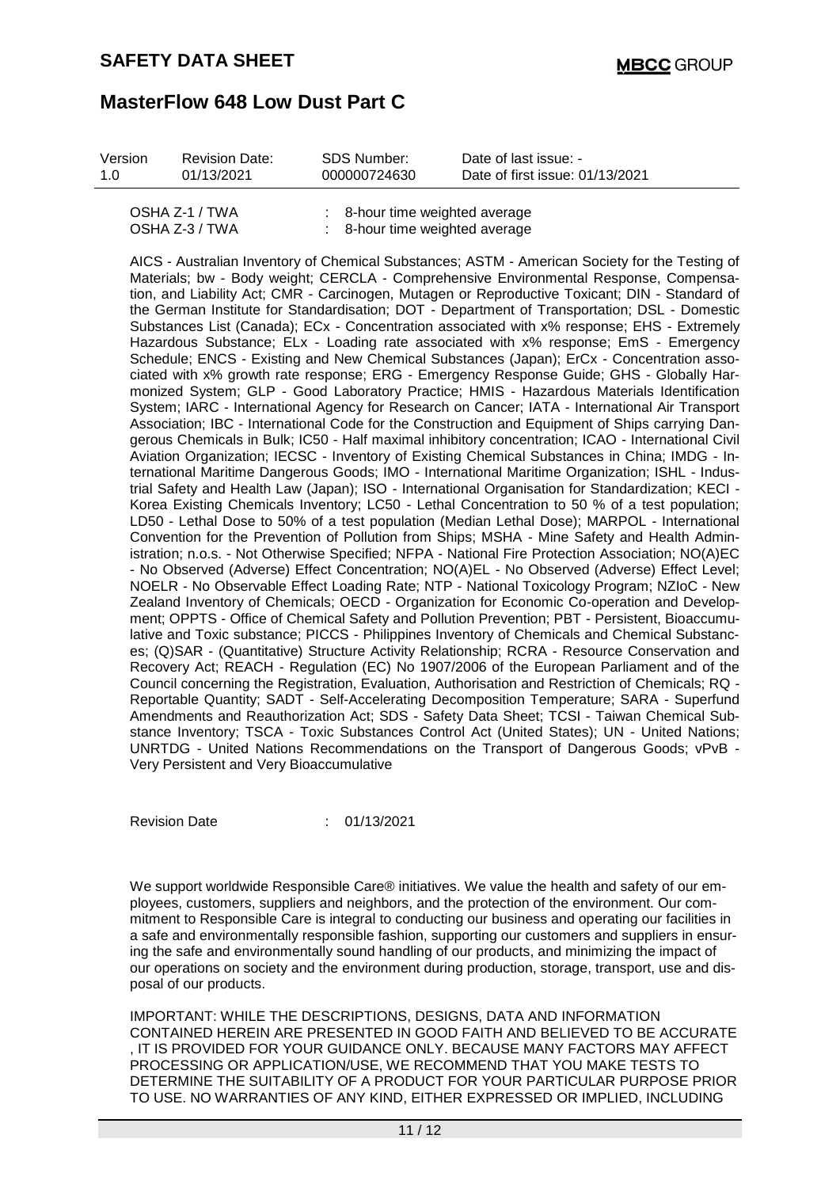| OSHA Z-1 / TWA | : | 8-hour time weighted average |
|---|---|---|
| OSHA Z-3 / TWA | : | 8-hour time weighted average |

AICS - Australian Inventory of Chemical Substances; ASTM - American Society for the Testing of Materials; bw - Body weight; CERCLA - Comprehensive Environmental Response, Compensation, and Liability Act; CMR - Carcinogen, Mutagen or Reproductive Toxicant; DIN - Standard of the German Institute for Standardisation; DOT - Department of Transportation; DSL - Domestic Substances List (Canada); ECx - Concentration associated with x% response; EHS - Extremely Hazardous Substance; ELx - Loading rate associated with x% response; EmS - Emergency Schedule; ENCS - Existing and New Chemical Substances (Japan); ErCx - Concentration associated with x% growth rate response; ERG - Emergency Response Guide; GHS - Globally Harmonized System; GLP - Good Laboratory Practice; HMIS - Hazardous Materials Identification System; IARC - International Agency for Research on Cancer; IATA - International Air Transport Association; IBC - International Code for the Construction and Equipment of Ships carrying Dangerous Chemicals in Bulk; IC50 - Half maximal inhibitory concentration; ICAO - International Civil Aviation Organization; IECSC - Inventory of Existing Chemical Substances in China; IMDG - International Maritime Dangerous Goods; IMO - International Maritime Organization; ISHL - Industrial Safety and Health Law (Japan); ISO - International Organisation for Standardization; KECI - Korea Existing Chemicals Inventory; LC50 - Lethal Concentration to 50 % of a test population; LD50 - Lethal Dose to 50% of a test population (Median Lethal Dose); MARPOL - International Convention for the Prevention of Pollution from Ships; MSHA - Mine Safety and Health Administration; n.o.s. - Not Otherwise Specified; NFPA - National Fire Protection Association; NO(A)EC - No Observed (Adverse) Effect Concentration; NO(A)EL - No Observed (Adverse) Effect Level; NOELR - No Observable Effect Loading Rate; NTP - National Toxicology Program; NZIoC - New Zealand Inventory of Chemicals; OECD - Organization for Economic Co-operation and Development; OPPTS - Office of Chemical Safety and Pollution Prevention; PBT - Persistent, Bioaccumulative and Toxic substance; PICCS - Philippines Inventory of Chemicals and Chemical Substances; (Q)SAR - (Quantitative) Structure Activity Relationship; RCRA - Resource Conservation and Recovery Act; REACH - Regulation (EC) No 1907/2006 of the European Parliament and of the Council concerning the Registration, Evaluation, Authorisation and Restriction of Chemicals; RQ - Reportable Quantity; SADT - Self-Accelerating Decomposition Temperature; SARA - Superfund Amendments and Reauthorization Act; SDS - Safety Data Sheet; TCSI - Taiwan Chemical Substance Inventory; TSCA - Toxic Substances Control Act (United States); UN - United Nations; UNRTDG - United Nations Recommendations on the Transport of Dangerous Goods; vPvB - Very Persistent and Very Bioaccumulative

Revision Date : 01/13/2021

We support worldwide Responsible Care® initiatives. We value the health and safety of our employees, customers, suppliers and neighbors, and the protection of the environment. Our commitment to Responsible Care is integral to conducting our business and operating our facilities in a safe and environmentally responsible fashion, supporting our customers and suppliers in ensuring the safe and environmentally sound handling of our products, and minimizing the impact of our operations on society and the environment during production, storage, transport, use and disposal of our products.

IMPORTANT: WHILE THE DESCRIPTIONS, DESIGNS, DATA AND INFORMATION CONTAINED HEREIN ARE PRESENTED IN GOOD FAITH AND BELIEVED TO BE ACCURATE , IT IS PROVIDED FOR YOUR GUIDANCE ONLY. BECAUSE MANY FACTORS MAY AFFECT PROCESSING OR APPLICATION/USE, WE RECOMMEND THAT YOU MAKE TESTS TO DETERMINE THE SUITABILITY OF A PRODUCT FOR YOUR PARTICULAR PURPOSE PRIOR TO USE. NO WARRANTIES OF ANY KIND, EITHER EXPRESSED OR IMPLIED, INCLUDING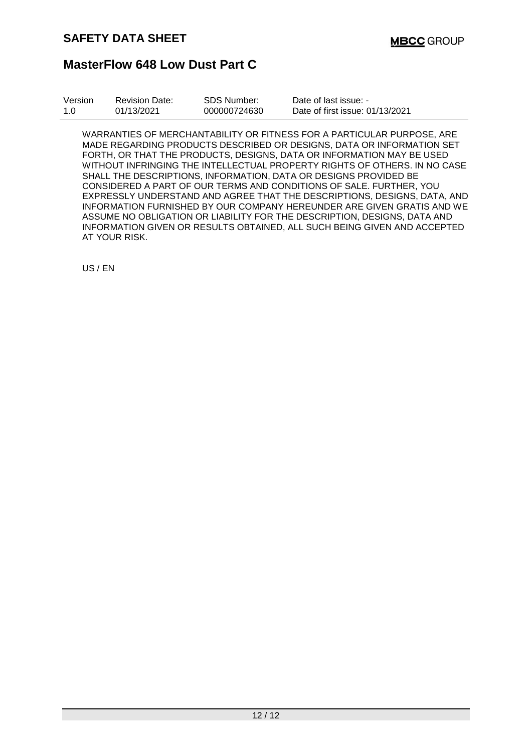WARRANTIES OF MERCHANTABILITY OR FITNESS FOR A PARTICULAR PURPOSE, ARE MADE REGARDING PRODUCTS DESCRIBED OR DESIGNS, DATA OR INFORMATION SET FORTH, OR THAT THE PRODUCTS, DESIGNS, DATA OR INFORMATION MAY BE USED WITHOUT INFRINGING THE INTELLECTUAL PROPERTY RIGHTS OF OTHERS. IN NO CASE SHALL THE DESCRIPTIONS, INFORMATION, DATA OR DESIGNS PROVIDED BE CONSIDERED A PART OF OUR TERMS AND CONDITIONS OF SALE. FURTHER, YOU EXPRESSLY UNDERSTAND AND AGREE THAT THE DESCRIPTIONS, DESIGNS, DATA, AND INFORMATION FURNISHED BY OUR COMPANY HEREUNDER ARE GIVEN GRATIS AND WE ASSUME NO OBLIGATION OR LIABILITY FOR THE DESCRIPTION, DESIGNS, DATA AND INFORMATION GIVEN OR RESULTS OBTAINED, ALL SUCH BEING GIVEN AND ACCEPTED AT YOUR RISK.

US / EN